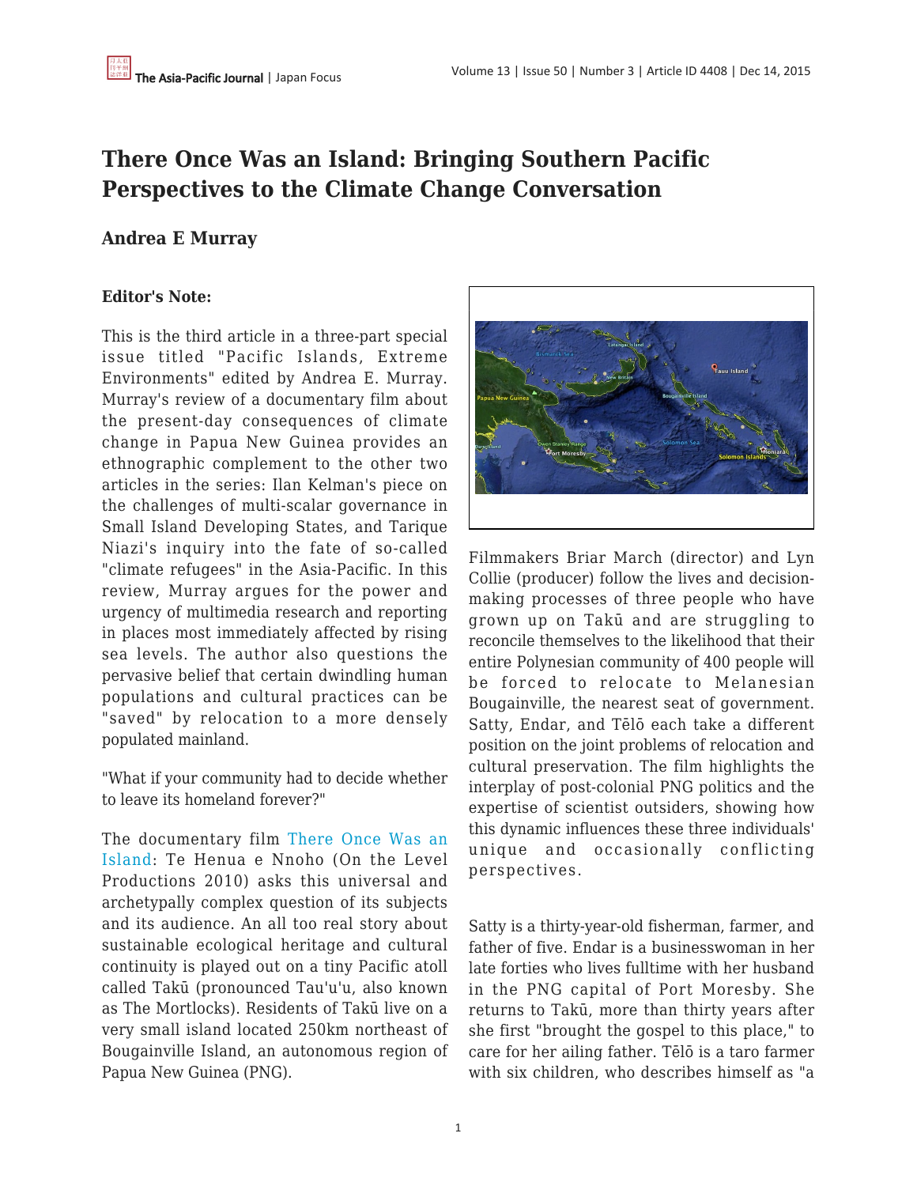# There Once Was an Island: Bringing Southern Pacific Perspectives to the Climate Change Conversation

## Andrea E Murray

**Editor's Note:**

This is the third article in a three-part special issue titled "Pacific Islands, Extreme Environments" edited by Andrea E. Murray. Murray's review of a documentary film about the present-day consequences of climate change in Papua New Guinea provides an ethnographic complement to the other two articles in the series: Ilan Kelman's piece on the challenges of multi-scalar governance in Small Island Developing States, and Tarique Niazi's inquiry into the fate of so-called "climate refugees" in the Asia-Pacific. In this review, Murray argues for the power and urgency of multimedia research and reporting in places most immediately affected by rising sea levels. The author also questions the pervasive belief that certain dwindling human populations and cultural practices can be "saved" by relocation to a more densely populated mainland.

"What if your community had to decide whether to leave its homeland forever?"

The documentary film There Once Was an Island: Te Henua e Nnoho (On the Level Productions 2010) asks this universal and archetypally complex question of its subjects and its audience. An all too real story about sustainable ecological heritage and cultural continuity is played out on a tiny Pacific atoll called Takū (pronounced Tau'u'u, also known as The Mortlocks). Residents of Takū live on a very small island located 250km northeast of Bougainville Island, an autonomous region of Papua New Guinea (PNG).

Filmmakers Briar March (director) and Lyn Collie (producer) follow the lives and decision-making processes of three people who have grown up on Takū and are struggling to reconcile themselves to the likelihood that their entire Polynesian community of 400 people will be forced to relocate to Melanesian Bougainville, the nearest seat of government. Satty, Endar, and Tēlō each take a different position on the joint problems of relocation and cultural preservation. The film highlights the interplay of post-colonial PNG politics and the expertise of scientist outsiders, showing how this dynamic influences these three individuals' unique and occasionally conflicting perspectives.

Satty is a thirty-year-old fisherman, farmer, and father of five. Endar is a businesswoman in her late forties who lives fulltime with her husband in the PNG capital of Port Moresby. She returns to Takū, more than thirty years after she first "brought the gospel to this place," to care for her ailing father. Tēlō is a taro farmer with six children, who describes himself as "a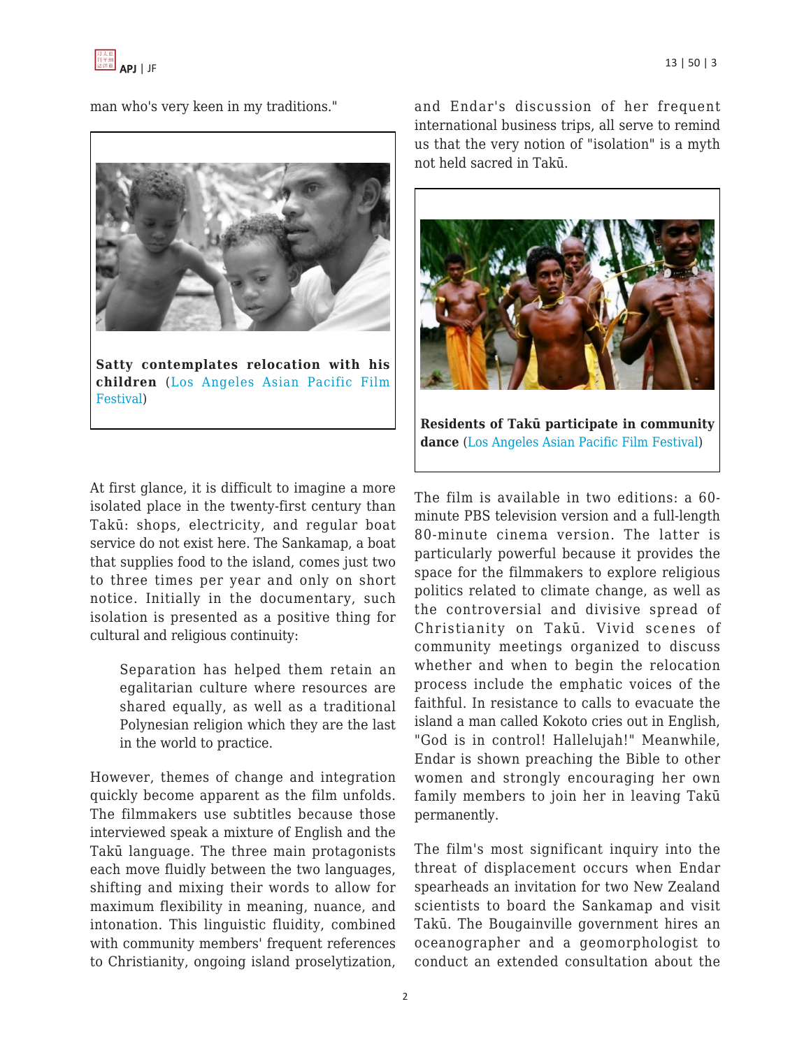man who's very keen in my traditions."

**Satty contemplates relocation with his children** (Los Angeles Asian Pacific Film Festival)

At first glance, it is difficult to imagine a more isolated place in the twenty-first century than Takū: shops, electricity, and regular boat service do not exist here. The Sankamap, a boat that supplies food to the island, comes just two to three times per year and only on short notice. Initially in the documentary, such isolation is presented as a positive thing for cultural and religious continuity:

> Separation has helped them retain an egalitarian culture where resources are shared equally, as well as a traditional Polynesian religion which they are the last in the world to practice.

However, themes of change and integration quickly become apparent as the film unfolds. The filmmakers use subtitles because those interviewed speak a mixture of English and the Takū language. The three main protagonists each move fluidly between the two languages, shifting and mixing their words to allow for maximum flexibility in meaning, nuance, and intonation. This linguistic fluidity, combined with community members' frequent references to Christianity, ongoing island proselytization, and Endar's discussion of her frequent international business trips, all serve to remind us that the very notion of "isolation" is a myth not held sacred in Takū.

**Residents of Takū participate in community dance** (Los Angeles Asian Pacific Film Festival)

The film is available in two editions: a 60-minute PBS television version and a full-length 80-minute cinema version. The latter is particularly powerful because it provides the space for the filmmakers to explore religious politics related to climate change, as well as the controversial and divisive spread of Christianity on Takū. Vivid scenes of community meetings organized to discuss whether and when to begin the relocation process include the emphatic voices of the faithful. In resistance to calls to evacuate the island a man called Kokoto cries out in English, "God is in control! Hallelujah!" Meanwhile, Endar is shown preaching the Bible to other women and strongly encouraging her own family members to join her in leaving Takū permanently.

The film's most significant inquiry into the threat of displacement occurs when Endar spearheads an invitation for two New Zealand scientists to board the Sankamap and visit Takū. The Bougainville government hires an oceanographer and a geomorphologist to conduct an extended consultation about the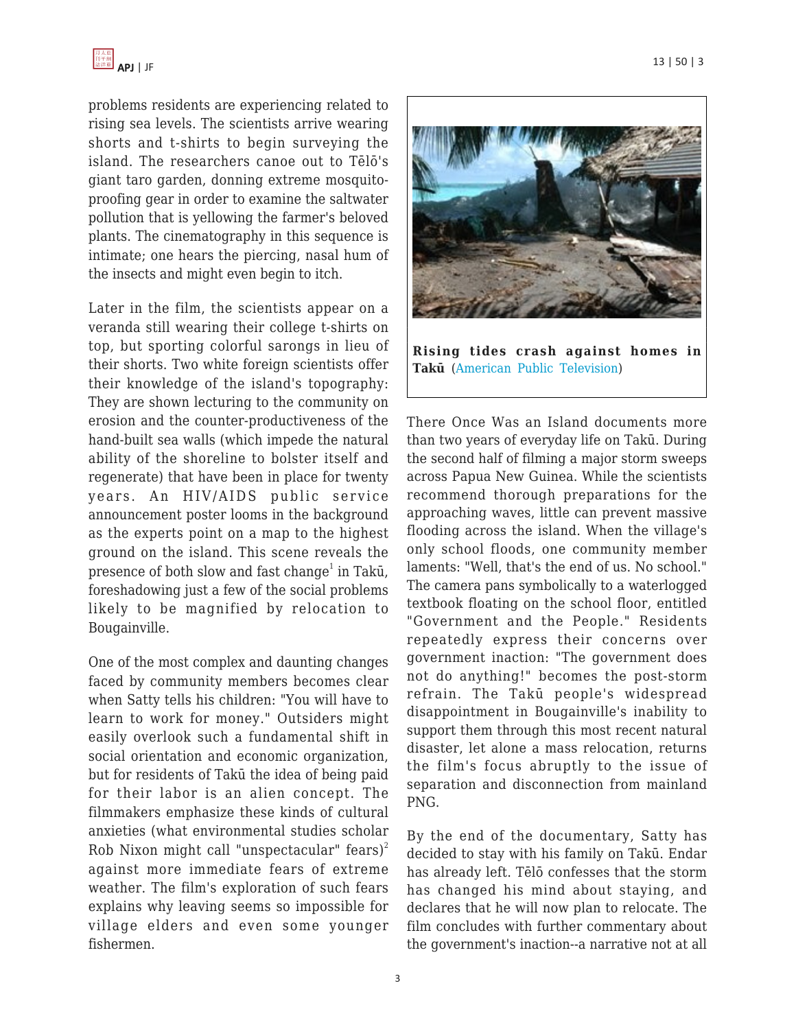problems residents are experiencing related to rising sea levels. The scientists arrive wearing shorts and t-shirts to begin surveying the island. The researchers canoe out to Tēlō's giant taro garden, donning extreme mosquito-proofing gear in order to examine the saltwater pollution that is yellowing the farmer's beloved plants. The cinematography in this sequence is intimate; one hears the piercing, nasal hum of the insects and might even begin to itch.

Later in the film, the scientists appear on a veranda still wearing their college t-shirts on top, but sporting colorful sarongs in lieu of their shorts. Two white foreign scientists offer their knowledge of the island's topography: They are shown lecturing to the community on erosion and the counter-productiveness of the hand-built sea walls (which impede the natural ability of the shoreline to bolster itself and regenerate) that have been in place for twenty years. An HIV/AIDS public service announcement poster looms in the background as the experts point on a map to the highest ground on the island. This scene reveals the presence of both slow and fast change[1] in Takū, foreshadowing just a few of the social problems likely to be magnified by relocation to Bougainville.

One of the most complex and daunting changes faced by community members becomes clear when Satty tells his children: "You will have to learn to work for money." Outsiders might easily overlook such a fundamental shift in social orientation and economic organization, but for residents of Takū the idea of being paid for their labor is an alien concept. The filmmakers emphasize these kinds of cultural anxieties (what environmental studies scholar Rob Nixon might call "unspectacular" fears)[2] against more immediate fears of extreme weather. The film's exploration of such fears explains why leaving seems so impossible for village elders and even some younger fishermen.

**Rising tides crash against homes in Takū** (American Public Television)

There Once Was an Island documents more than two years of everyday life on Takū. During the second half of filming a major storm sweeps across Papua New Guinea. While the scientists recommend thorough preparations for the approaching waves, little can prevent massive flooding across the island. When the village's only school floods, one community member laments: "Well, that's the end of us. No school." The camera pans symbolically to a waterlogged textbook floating on the school floor, entitled "Government and the People." Residents repeatedly express their concerns over government inaction: "The government does not do anything!" becomes the post-storm refrain. The Takū people's widespread disappointment in Bougainville's inability to support them through this most recent natural disaster, let alone a mass relocation, returns the film's focus abruptly to the issue of separation and disconnection from mainland PNG.

By the end of the documentary, Satty has decided to stay with his family on Takū. Endar has already left. Tēlō confesses that the storm has changed his mind about staying, and declares that he will now plan to relocate. The film concludes with further commentary about the government's inaction--a narrative not at all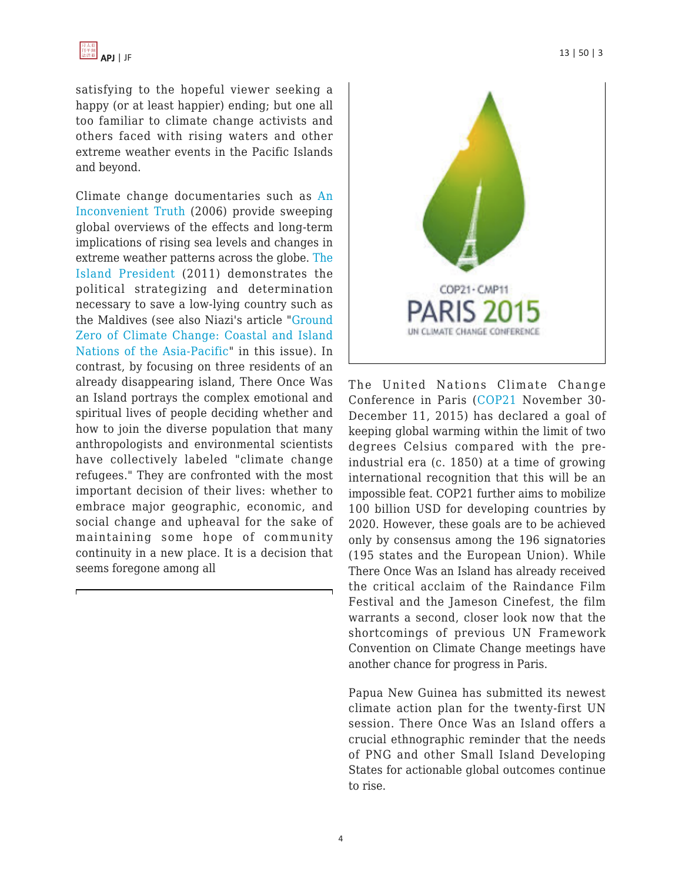satisfying to the hopeful viewer seeking a happy (or at least happier) ending; but one all too familiar to climate change activists and others faced with rising waters and other extreme weather events in the Pacific Islands and beyond.

Climate change documentaries such as An Inconvenient Truth (2006) provide sweeping global overviews of the effects and long-term implications of rising sea levels and changes in extreme weather patterns across the globe. The Island President (2011) demonstrates the political strategizing and determination necessary to save a low-lying country such as the Maldives (see also Niazi's article "Ground Zero of Climate Change: Coastal and Island Nations of the Asia-Pacific" in this issue). In contrast, by focusing on three residents of an already disappearing island, There Once Was an Island portrays the complex emotional and spiritual lives of people deciding whether and how to join the diverse population that many anthropologists and environmental scientists have collectively labeled "climate change refugees." They are confronted with the most important decision of their lives: whether to embrace major geographic, economic, and social change and upheaval for the sake of maintaining some hope of community continuity in a new place. It is a decision that seems foregone among all

COP21 · CMP11
PARIS 2015
UN CLIMATE CHANGE CONFERENCE

The United Nations Climate Change Conference in Paris (COP21 November 30-December 11, 2015) has declared a goal of keeping global warming within the limit of two degrees Celsius compared with the pre-industrial era (c. 1850) at a time of growing international recognition that this will be an impossible feat. COP21 further aims to mobilize 100 billion USD for developing countries by 2020. However, these goals are to be achieved only by consensus among the 196 signatories (195 states and the European Union). While There Once Was an Island has already received the critical acclaim of the Raindance Film Festival and the Jameson Cinefest, the film warrants a second, closer look now that the shortcomings of previous UN Framework Convention on Climate Change meetings have another chance for progress in Paris.

Papua New Guinea has submitted its newest climate action plan for the twenty-first UN session. There Once Was an Island offers a crucial ethnographic reminder that the needs of PNG and other Small Island Developing States for actionable global outcomes continue to rise.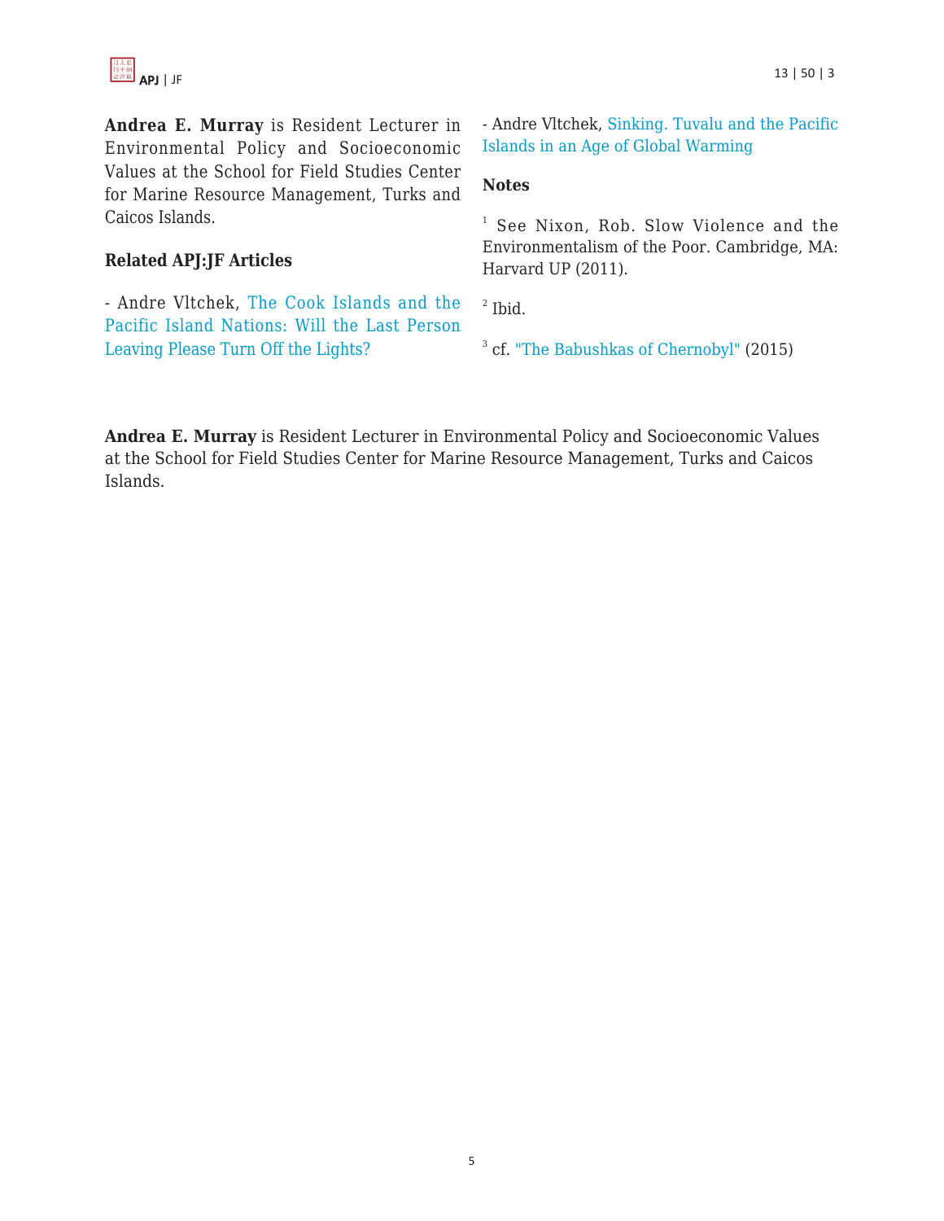**Andrea E. Murray** is Resident Lecturer in Environmental Policy and Socioeconomic Values at the School for Field Studies Center for Marine Resource Management, Turks and Caicos Islands.

**Related APJ:JF Articles**

- Andre Vltchek, The Cook Islands and the Pacific Island Nations: Will the Last Person Leaving Please Turn Off the Lights?

- Andre Vltchek, Sinking. Tuvalu and the Pacific Islands in an Age of Global Warming

**Notes**

[1] See Nixon, Rob. Slow Violence and the Environmentalism of the Poor. Cambridge, MA: Harvard UP (2011).

[2] Ibid.

[3] cf. "The Babushkas of Chernobyl" (2015)

**Andrea E. Murray** is Resident Lecturer in Environmental Policy and Socioeconomic Values at the School for Field Studies Center for Marine Resource Management, Turks and Caicos Islands.